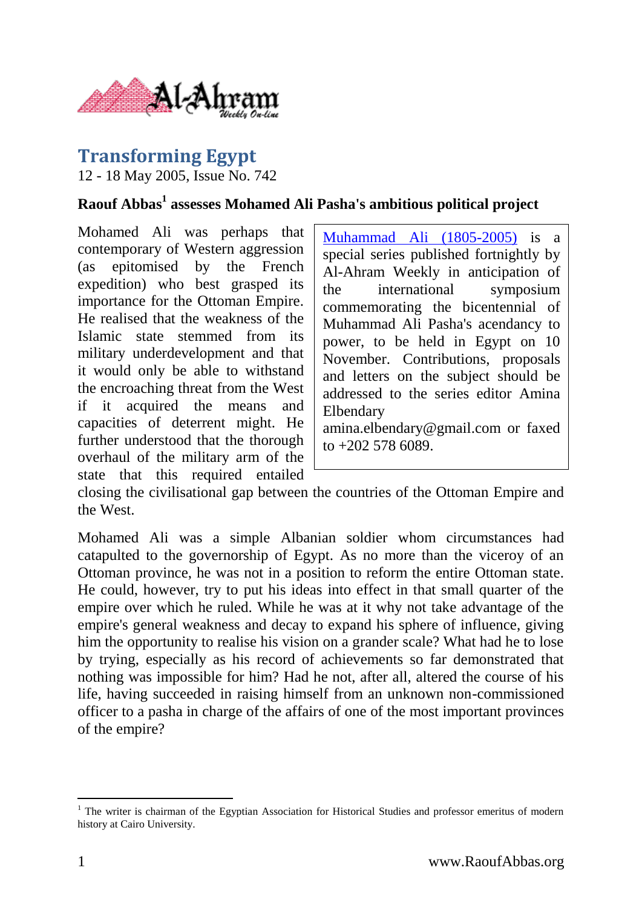# Transforming Egypt

12 - 18 May 2005, Issue No. 742

**Raouf Abbas[1] assesses Mohamed Ali Pasha's ambitious political project**

> Muhammad Ali (1805-2005) is a special series published fortnightly by Al-Ahram Weekly in anticipation of the international symposium commemorating the bicentennial of Muhammad Ali Pasha's acendancy to power, to be held in Egypt on 10 November. Contributions, proposals and letters on the subject should be addressed to the series editor Amina Elbendary amina.elbendary@gmail.com or faxed to +202 578 6089.

Mohamed Ali was perhaps that contemporary of Western aggression (as epitomised by the French expedition) who best grasped its importance for the Ottoman Empire. He realised that the weakness of the Islamic state stemmed from its military underdevelopment and that it would only be able to withstand the encroaching threat from the West if it acquired the means and capacities of deterrent might. He further understood that the thorough overhaul of the military arm of the state that this required entailed closing the civilisational gap between the countries of the Ottoman Empire and the West.

Mohamed Ali was a simple Albanian soldier whom circumstances had catapulted to the governorship of Egypt. As no more than the viceroy of an Ottoman province, he was not in a position to reform the entire Ottoman state. He could, however, try to put his ideas into effect in that small quarter of the empire over which he ruled. While he was at it why not take advantage of the empire's general weakness and decay to expand his sphere of influence, giving him the opportunity to realise his vision on a grander scale? What had he to lose by trying, especially as his record of achievements so far demonstrated that nothing was impossible for him? Had he not, after all, altered the course of his life, having succeeded in raising himself from an unknown non-commissioned officer to a pasha in charge of the affairs of one of the most important provinces of the empire?

---

[1] The writer is chairman of the Egyptian Association for Historical Studies and professor emeritus of modern history at Cairo University.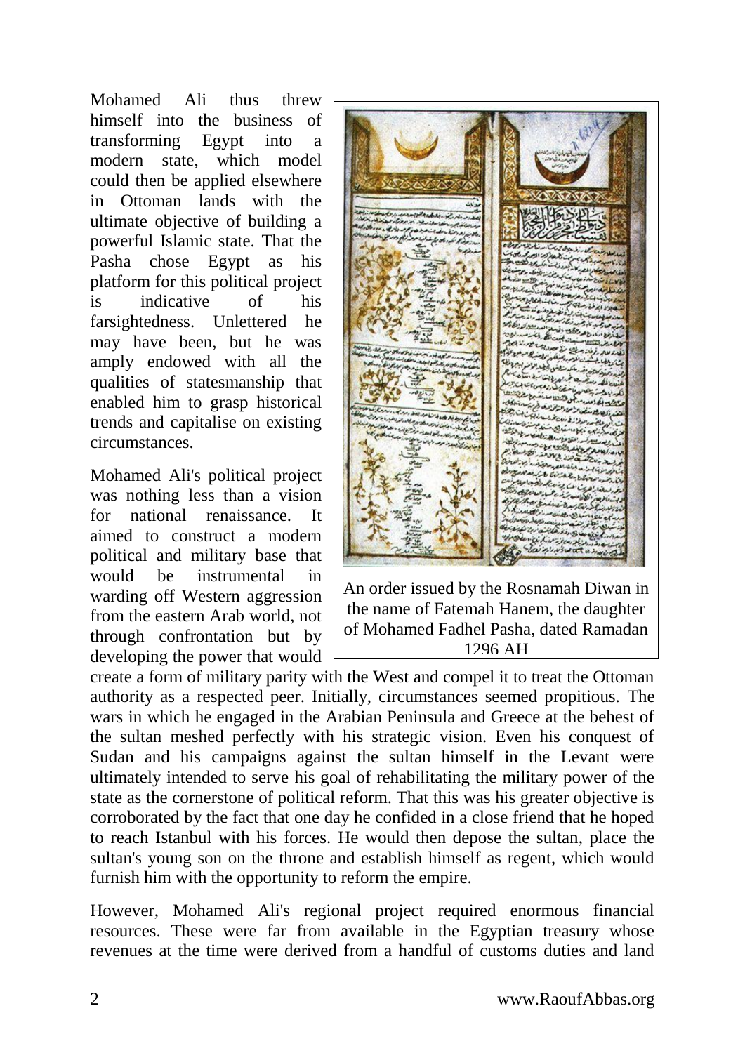Mohamed Ali thus threw himself into the business of transforming Egypt into a modern state, which model could then be applied elsewhere in Ottoman lands with the ultimate objective of building a powerful Islamic state. That the Pasha chose Egypt as his platform for this political project is indicative of his farsightedness. Unlettered he may have been, but he was amply endowed with all the qualities of statesmanship that enabled him to grasp historical trends and capitalise on existing circumstances.

An order issued by the Rosnamah Diwan in the name of Fatemah Hanem, the daughter of Mohamed Fadhel Pasha, dated Ramadan 1296 AH

Mohamed Ali's political project was nothing less than a vision for national renaissance. It aimed to construct a modern political and military base that would be instrumental in warding off Western aggression from the eastern Arab world, not through confrontation but by developing the power that would create a form of military parity with the West and compel it to treat the Ottoman authority as a respected peer. Initially, circumstances seemed propitious. The wars in which he engaged in the Arabian Peninsula and Greece at the behest of the sultan meshed perfectly with his strategic vision. Even his conquest of Sudan and his campaigns against the sultan himself in the Levant were ultimately intended to serve his goal of rehabilitating the military power of the state as the cornerstone of political reform. That this was his greater objective is corroborated by the fact that one day he confided in a close friend that he hoped to reach Istanbul with his forces. He would then depose the sultan, place the sultan's young son on the throne and establish himself as regent, which would furnish him with the opportunity to reform the empire.

However, Mohamed Ali's regional project required enormous financial resources. These were far from available in the Egyptian treasury whose revenues at the time were derived from a handful of customs duties and land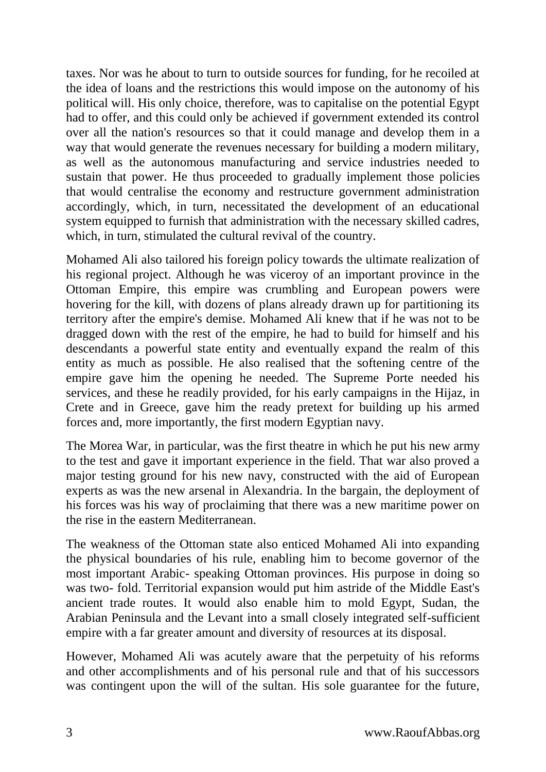taxes. Nor was he about to turn to outside sources for funding, for he recoiled at the idea of loans and the restrictions this would impose on the autonomy of his political will. His only choice, therefore, was to capitalise on the potential Egypt had to offer, and this could only be achieved if government extended its control over all the nation's resources so that it could manage and develop them in a way that would generate the revenues necessary for building a modern military, as well as the autonomous manufacturing and service industries needed to sustain that power. He thus proceeded to gradually implement those policies that would centralise the economy and restructure government administration accordingly, which, in turn, necessitated the development of an educational system equipped to furnish that administration with the necessary skilled cadres, which, in turn, stimulated the cultural revival of the country.

Mohamed Ali also tailored his foreign policy towards the ultimate realization of his regional project. Although he was viceroy of an important province in the Ottoman Empire, this empire was crumbling and European powers were hovering for the kill, with dozens of plans already drawn up for partitioning its territory after the empire's demise. Mohamed Ali knew that if he was not to be dragged down with the rest of the empire, he had to build for himself and his descendants a powerful state entity and eventually expand the realm of this entity as much as possible. He also realised that the softening centre of the empire gave him the opening he needed. The Supreme Porte needed his services, and these he readily provided, for his early campaigns in the Hijaz, in Crete and in Greece, gave him the ready pretext for building up his armed forces and, more importantly, the first modern Egyptian navy.

The Morea War, in particular, was the first theatre in which he put his new army to the test and gave it important experience in the field. That war also proved a major testing ground for his new navy, constructed with the aid of European experts as was the new arsenal in Alexandria. In the bargain, the deployment of his forces was his way of proclaiming that there was a new maritime power on the rise in the eastern Mediterranean.

The weakness of the Ottoman state also enticed Mohamed Ali into expanding the physical boundaries of his rule, enabling him to become governor of the most important Arabic- speaking Ottoman provinces. His purpose in doing so was two- fold. Territorial expansion would put him astride of the Middle East's ancient trade routes. It would also enable him to mold Egypt, Sudan, the Arabian Peninsula and the Levant into a small closely integrated self-sufficient empire with a far greater amount and diversity of resources at its disposal.

However, Mohamed Ali was acutely aware that the perpetuity of his reforms and other accomplishments and of his personal rule and that of his successors was contingent upon the will of the sultan. His sole guarantee for the future,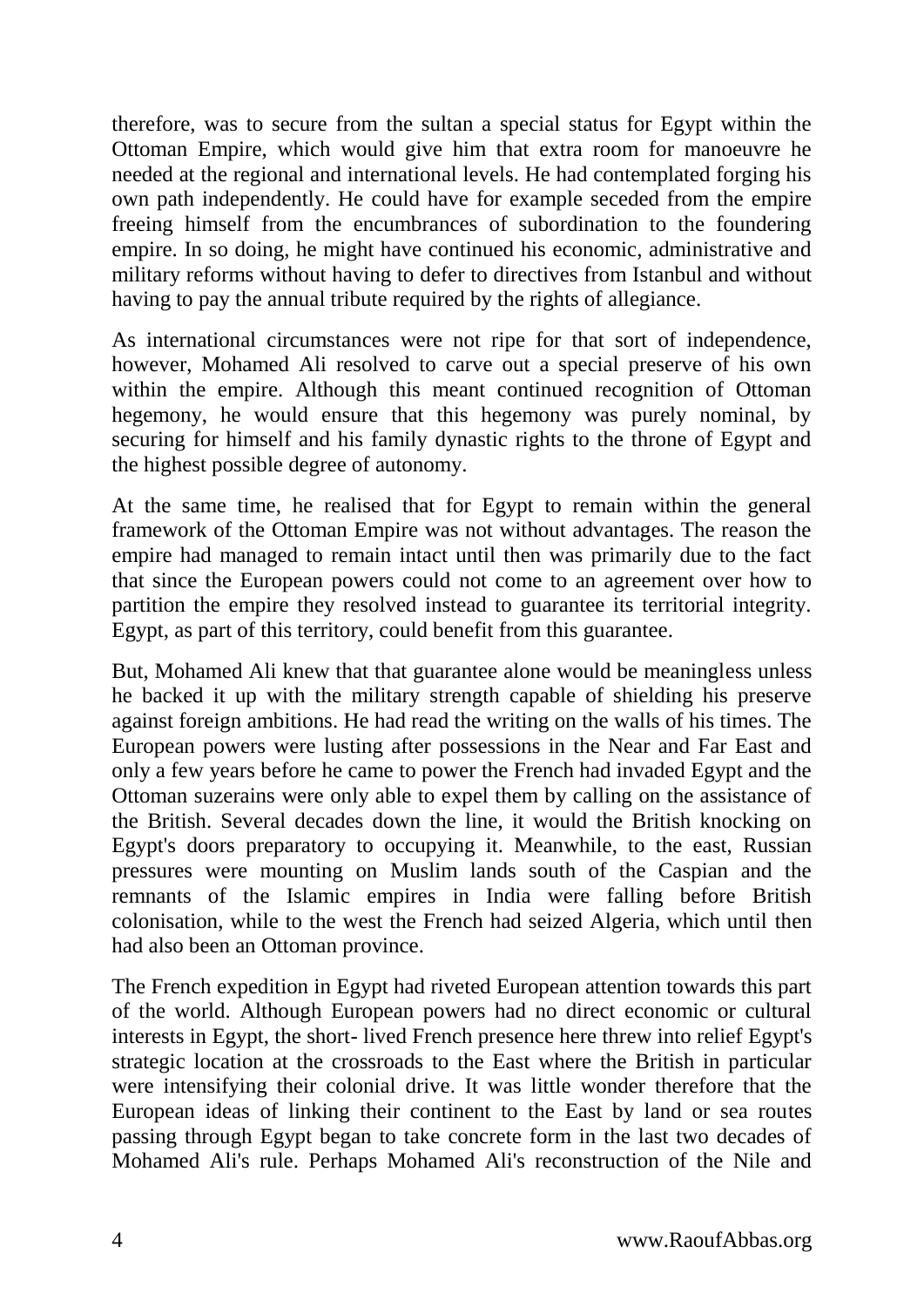therefore, was to secure from the sultan a special status for Egypt within the Ottoman Empire, which would give him that extra room for manoeuvre he needed at the regional and international levels. He had contemplated forging his own path independently. He could have for example seceded from the empire freeing himself from the encumbrances of subordination to the foundering empire. In so doing, he might have continued his economic, administrative and military reforms without having to defer to directives from Istanbul and without having to pay the annual tribute required by the rights of allegiance.

As international circumstances were not ripe for that sort of independence, however, Mohamed Ali resolved to carve out a special preserve of his own within the empire. Although this meant continued recognition of Ottoman hegemony, he would ensure that this hegemony was purely nominal, by securing for himself and his family dynastic rights to the throne of Egypt and the highest possible degree of autonomy.

At the same time, he realised that for Egypt to remain within the general framework of the Ottoman Empire was not without advantages. The reason the empire had managed to remain intact until then was primarily due to the fact that since the European powers could not come to an agreement over how to partition the empire they resolved instead to guarantee its territorial integrity. Egypt, as part of this territory, could benefit from this guarantee.

But, Mohamed Ali knew that that guarantee alone would be meaningless unless he backed it up with the military strength capable of shielding his preserve against foreign ambitions. He had read the writing on the walls of his times. The European powers were lusting after possessions in the Near and Far East and only a few years before he came to power the French had invaded Egypt and the Ottoman suzerains were only able to expel them by calling on the assistance of the British. Several decades down the line, it would the British knocking on Egypt's doors preparatory to occupying it. Meanwhile, to the east, Russian pressures were mounting on Muslim lands south of the Caspian and the remnants of the Islamic empires in India were falling before British colonisation, while to the west the French had seized Algeria, which until then had also been an Ottoman province.

The French expedition in Egypt had riveted European attention towards this part of the world. Although European powers had no direct economic or cultural interests in Egypt, the short- lived French presence here threw into relief Egypt's strategic location at the crossroads to the East where the British in particular were intensifying their colonial drive. It was little wonder therefore that the European ideas of linking their continent to the East by land or sea routes passing through Egypt began to take concrete form in the last two decades of Mohamed Ali's rule. Perhaps Mohamed Ali's reconstruction of the Nile and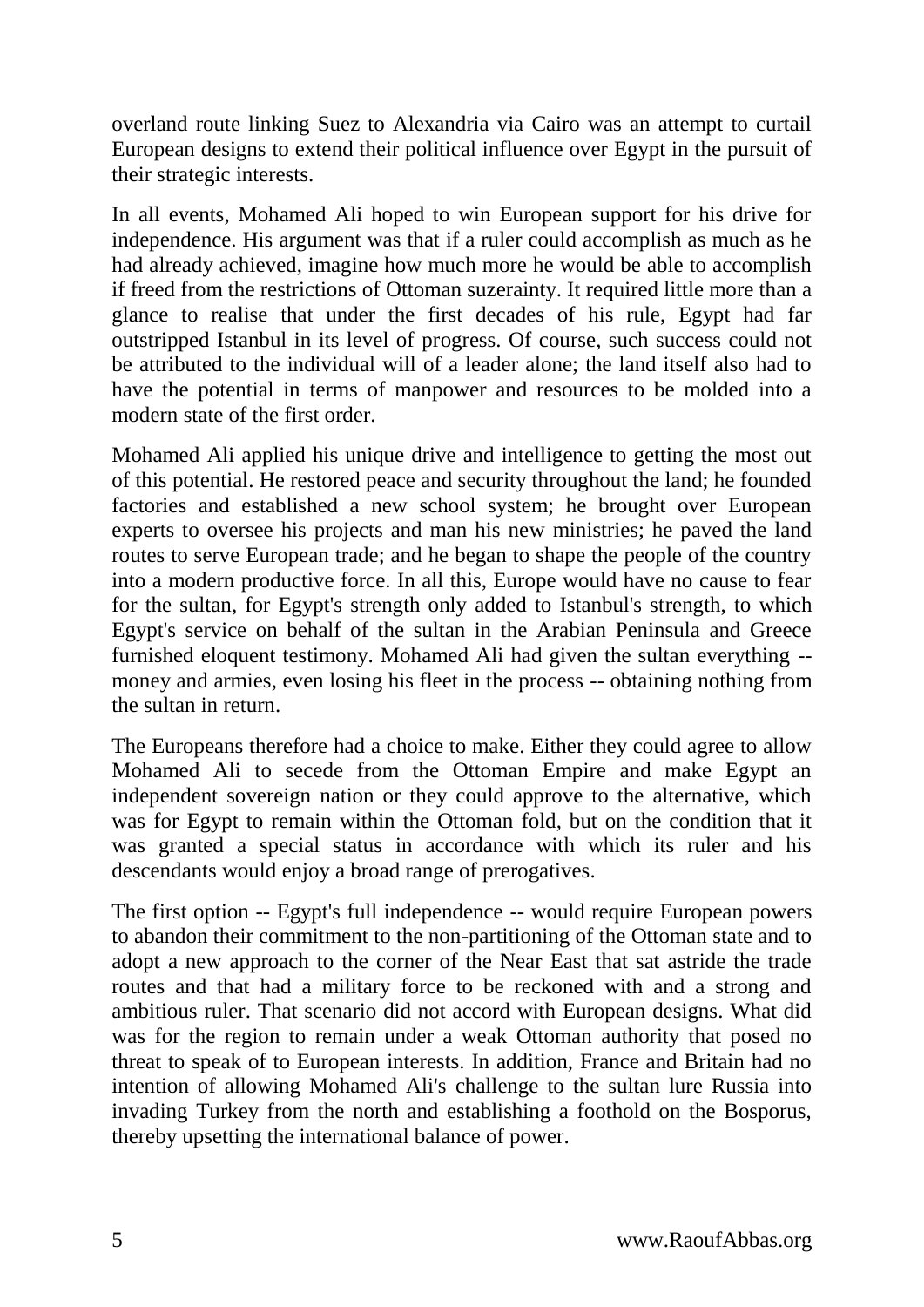overland route linking Suez to Alexandria via Cairo was an attempt to curtail European designs to extend their political influence over Egypt in the pursuit of their strategic interests.

In all events, Mohamed Ali hoped to win European support for his drive for independence. His argument was that if a ruler could accomplish as much as he had already achieved, imagine how much more he would be able to accomplish if freed from the restrictions of Ottoman suzerainty. It required little more than a glance to realise that under the first decades of his rule, Egypt had far outstripped Istanbul in its level of progress. Of course, such success could not be attributed to the individual will of a leader alone; the land itself also had to have the potential in terms of manpower and resources to be molded into a modern state of the first order.

Mohamed Ali applied his unique drive and intelligence to getting the most out of this potential. He restored peace and security throughout the land; he founded factories and established a new school system; he brought over European experts to oversee his projects and man his new ministries; he paved the land routes to serve European trade; and he began to shape the people of the country into a modern productive force. In all this, Europe would have no cause to fear for the sultan, for Egypt's strength only added to Istanbul's strength, to which Egypt's service on behalf of the sultan in the Arabian Peninsula and Greece furnished eloquent testimony. Mohamed Ali had given the sultan everything -- money and armies, even losing his fleet in the process -- obtaining nothing from the sultan in return.

The Europeans therefore had a choice to make. Either they could agree to allow Mohamed Ali to secede from the Ottoman Empire and make Egypt an independent sovereign nation or they could approve to the alternative, which was for Egypt to remain within the Ottoman fold, but on the condition that it was granted a special status in accordance with which its ruler and his descendants would enjoy a broad range of prerogatives.

The first option -- Egypt's full independence -- would require European powers to abandon their commitment to the non-partitioning of the Ottoman state and to adopt a new approach to the corner of the Near East that sat astride the trade routes and that had a military force to be reckoned with and a strong and ambitious ruler. That scenario did not accord with European designs. What did was for the region to remain under a weak Ottoman authority that posed no threat to speak of to European interests. In addition, France and Britain had no intention of allowing Mohamed Ali's challenge to the sultan lure Russia into invading Turkey from the north and establishing a foothold on the Bosporus, thereby upsetting the international balance of power.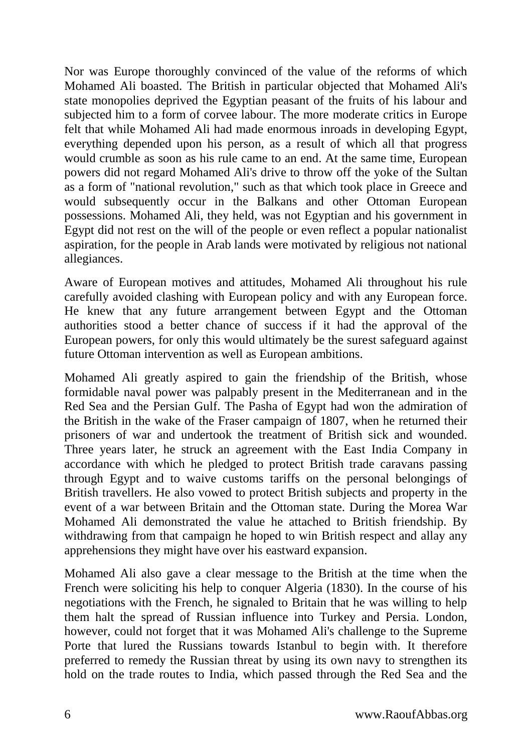Nor was Europe thoroughly convinced of the value of the reforms of which Mohamed Ali boasted. The British in particular objected that Mohamed Ali's state monopolies deprived the Egyptian peasant of the fruits of his labour and subjected him to a form of corvee labour. The more moderate critics in Europe felt that while Mohamed Ali had made enormous inroads in developing Egypt, everything depended upon his person, as a result of which all that progress would crumble as soon as his rule came to an end. At the same time, European powers did not regard Mohamed Ali's drive to throw off the yoke of the Sultan as a form of "national revolution," such as that which took place in Greece and would subsequently occur in the Balkans and other Ottoman European possessions. Mohamed Ali, they held, was not Egyptian and his government in Egypt did not rest on the will of the people or even reflect a popular nationalist aspiration, for the people in Arab lands were motivated by religious not national allegiances.

Aware of European motives and attitudes, Mohamed Ali throughout his rule carefully avoided clashing with European policy and with any European force. He knew that any future arrangement between Egypt and the Ottoman authorities stood a better chance of success if it had the approval of the European powers, for only this would ultimately be the surest safeguard against future Ottoman intervention as well as European ambitions.

Mohamed Ali greatly aspired to gain the friendship of the British, whose formidable naval power was palpably present in the Mediterranean and in the Red Sea and the Persian Gulf. The Pasha of Egypt had won the admiration of the British in the wake of the Fraser campaign of 1807, when he returned their prisoners of war and undertook the treatment of British sick and wounded. Three years later, he struck an agreement with the East India Company in accordance with which he pledged to protect British trade caravans passing through Egypt and to waive customs tariffs on the personal belongings of British travellers. He also vowed to protect British subjects and property in the event of a war between Britain and the Ottoman state. During the Morea War Mohamed Ali demonstrated the value he attached to British friendship. By withdrawing from that campaign he hoped to win British respect and allay any apprehensions they might have over his eastward expansion.

Mohamed Ali also gave a clear message to the British at the time when the French were soliciting his help to conquer Algeria (1830). In the course of his negotiations with the French, he signaled to Britain that he was willing to help them halt the spread of Russian influence into Turkey and Persia. London, however, could not forget that it was Mohamed Ali's challenge to the Supreme Porte that lured the Russians towards Istanbul to begin with. It therefore preferred to remedy the Russian threat by using its own navy to strengthen its hold on the trade routes to India, which passed through the Red Sea and the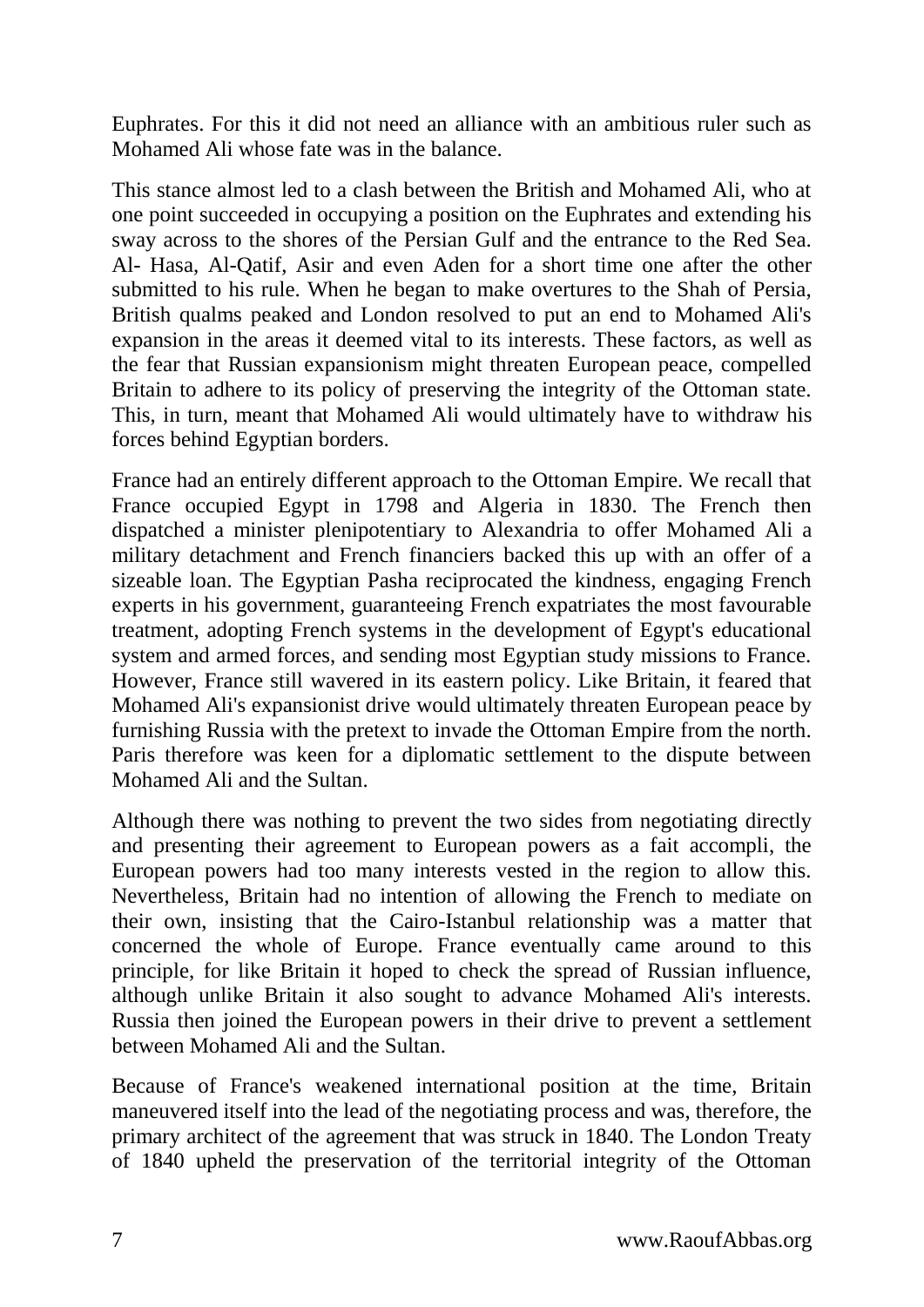Euphrates. For this it did not need an alliance with an ambitious ruler such as Mohamed Ali whose fate was in the balance.

This stance almost led to a clash between the British and Mohamed Ali, who at one point succeeded in occupying a position on the Euphrates and extending his sway across to the shores of the Persian Gulf and the entrance to the Red Sea. Al- Hasa, Al-Qatif, Asir and even Aden for a short time one after the other submitted to his rule. When he began to make overtures to the Shah of Persia, British qualms peaked and London resolved to put an end to Mohamed Ali's expansion in the areas it deemed vital to its interests. These factors, as well as the fear that Russian expansionism might threaten European peace, compelled Britain to adhere to its policy of preserving the integrity of the Ottoman state. This, in turn, meant that Mohamed Ali would ultimately have to withdraw his forces behind Egyptian borders.

France had an entirely different approach to the Ottoman Empire. We recall that France occupied Egypt in 1798 and Algeria in 1830. The French then dispatched a minister plenipotentiary to Alexandria to offer Mohamed Ali a military detachment and French financiers backed this up with an offer of a sizeable loan. The Egyptian Pasha reciprocated the kindness, engaging French experts in his government, guaranteeing French expatriates the most favourable treatment, adopting French systems in the development of Egypt's educational system and armed forces, and sending most Egyptian study missions to France. However, France still wavered in its eastern policy. Like Britain, it feared that Mohamed Ali's expansionist drive would ultimately threaten European peace by furnishing Russia with the pretext to invade the Ottoman Empire from the north. Paris therefore was keen for a diplomatic settlement to the dispute between Mohamed Ali and the Sultan.

Although there was nothing to prevent the two sides from negotiating directly and presenting their agreement to European powers as a fait accompli, the European powers had too many interests vested in the region to allow this. Nevertheless, Britain had no intention of allowing the French to mediate on their own, insisting that the Cairo-Istanbul relationship was a matter that concerned the whole of Europe. France eventually came around to this principle, for like Britain it hoped to check the spread of Russian influence, although unlike Britain it also sought to advance Mohamed Ali's interests. Russia then joined the European powers in their drive to prevent a settlement between Mohamed Ali and the Sultan.

Because of France's weakened international position at the time, Britain maneuvered itself into the lead of the negotiating process and was, therefore, the primary architect of the agreement that was struck in 1840. The London Treaty of 1840 upheld the preservation of the territorial integrity of the Ottoman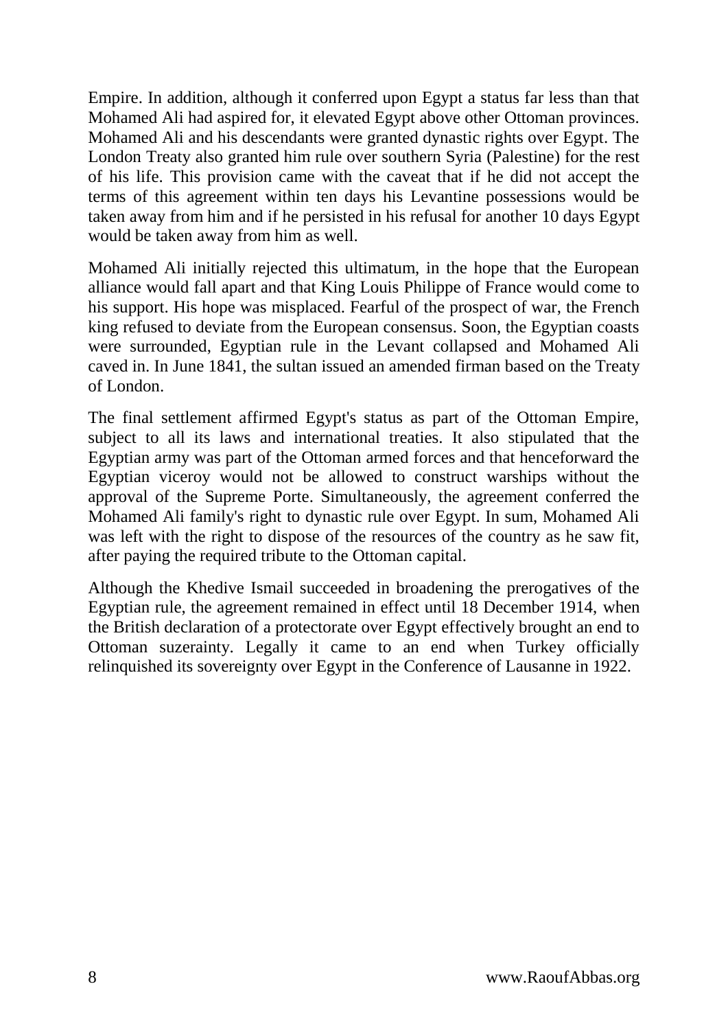Empire. In addition, although it conferred upon Egypt a status far less than that Mohamed Ali had aspired for, it elevated Egypt above other Ottoman provinces. Mohamed Ali and his descendants were granted dynastic rights over Egypt. The London Treaty also granted him rule over southern Syria (Palestine) for the rest of his life. This provision came with the caveat that if he did not accept the terms of this agreement within ten days his Levantine possessions would be taken away from him and if he persisted in his refusal for another 10 days Egypt would be taken away from him as well.

Mohamed Ali initially rejected this ultimatum, in the hope that the European alliance would fall apart and that King Louis Philippe of France would come to his support. His hope was misplaced. Fearful of the prospect of war, the French king refused to deviate from the European consensus. Soon, the Egyptian coasts were surrounded, Egyptian rule in the Levant collapsed and Mohamed Ali caved in. In June 1841, the sultan issued an amended firman based on the Treaty of London.

The final settlement affirmed Egypt's status as part of the Ottoman Empire, subject to all its laws and international treaties. It also stipulated that the Egyptian army was part of the Ottoman armed forces and that henceforward the Egyptian viceroy would not be allowed to construct warships without the approval of the Supreme Porte. Simultaneously, the agreement conferred the Mohamed Ali family's right to dynastic rule over Egypt. In sum, Mohamed Ali was left with the right to dispose of the resources of the country as he saw fit, after paying the required tribute to the Ottoman capital.

Although the Khedive Ismail succeeded in broadening the prerogatives of the Egyptian rule, the agreement remained in effect until 18 December 1914, when the British declaration of a protectorate over Egypt effectively brought an end to Ottoman suzerainty. Legally it came to an end when Turkey officially relinquished its sovereignty over Egypt in the Conference of Lausanne in 1922.